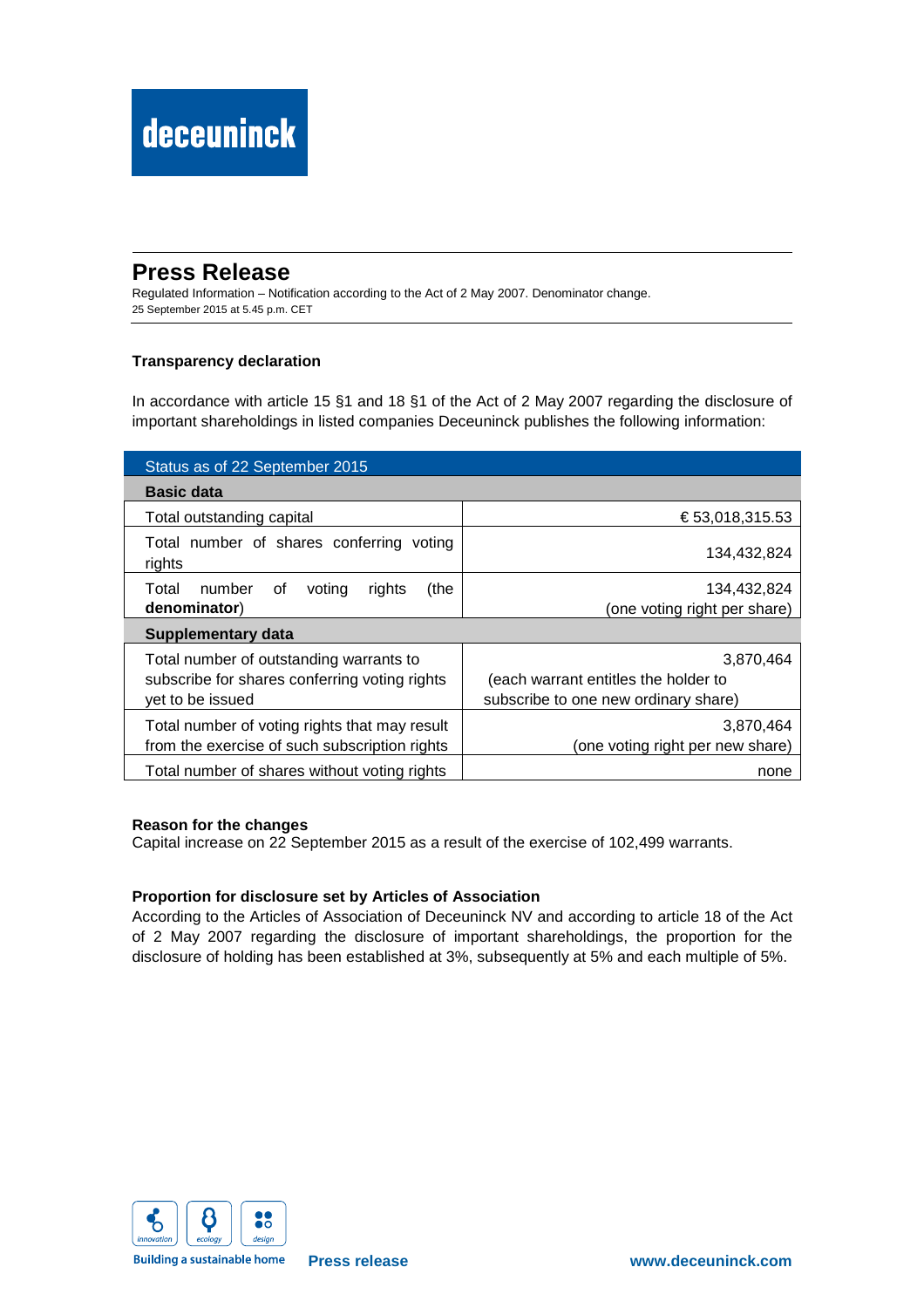deceuninck

# Press Release

Regulated Information – Notification according to the Act of 2 May 2007. Denominator change.
25 September 2015 at 5.45 p.m. CET

**Transparency declaration**

In accordance with article 15 §1 and 18 §1 of the Act of 2 May 2007 regarding the disclosure of important shareholdings in listed companies Deceuninck publishes the following information:

| Status as of 22 September 2015 | |
|---|---|
| **Basic data** | |
| Total outstanding capital | € 53,018,315.53 |
| Total number of shares conferring voting rights | 134,432,824 |
| Total number of voting rights (the **denominator**) | 134,432,824 (one voting right per share) |
| **Supplementary data** | |
| Total number of outstanding warrants to subscribe for shares conferring voting rights yet to be issued | 3,870,464 (each warrant entitles the holder to subscribe to one new ordinary share) |
| Total number of voting rights that may result from the exercise of such subscription rights | 3,870,464 (one voting right per new share) |
| Total number of shares without voting rights | none |

**Reason for the changes**
Capital increase on 22 September 2015 as a result of the exercise of 102,499 warrants.

**Proportion for disclosure set by Articles of Association**
According to the Articles of Association of Deceuninck NV and according to article 18 of the Act of 2 May 2007 regarding the disclosure of important shareholdings, the proportion for the disclosure of holding has been established at 3%, subsequently at 5% and each multiple of 5%.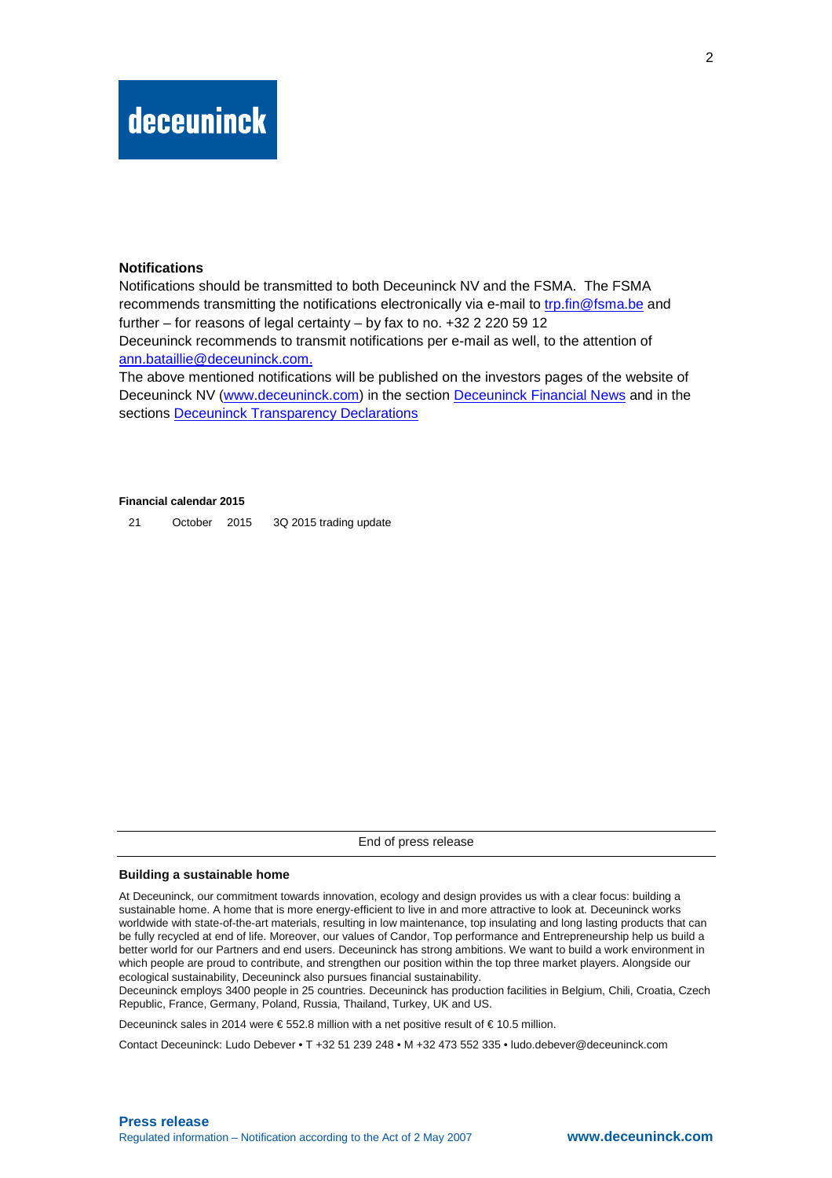### Notifications

Notifications should be transmitted to both Deceuninck NV and the FSMA. The FSMA recommends transmitting the notifications electronically via e-mail to trp.fin@fsma.be and further – for reasons of legal certainty – by fax to no. +32 2 220 59 12

Deceuninck recommends to transmit notifications per e-mail as well, to the attention of ann.bataillie@deceuninck.com.

The above mentioned notifications will be published on the investors pages of the website of Deceuninck NV (www.deceuninck.com) in the section Deceuninck Financial News and in the sections Deceuninck Transparency Declarations

**Financial calendar 2015**

| | | | |
|---|---|---|---|
| 21 | October | 2015 | 3Q 2015 trading update |

End of press release

**Building a sustainable home**

At Deceuninck, our commitment towards innovation, ecology and design provides us with a clear focus: building a sustainable home. A home that is more energy-efficient to live in and more attractive to look at. Deceuninck works worldwide with state-of-the-art materials, resulting in low maintenance, top insulating and long lasting products that can be fully recycled at end of life. Moreover, our values of Candor, Top performance and Entrepreneurship help us build a better world for our Partners and end users. Deceuninck has strong ambitions. We want to build a work environment in which people are proud to contribute, and strengthen our position within the top three market players. Alongside our ecological sustainability, Deceuninck also pursues financial sustainability.

Deceuninck employs 3400 people in 25 countries. Deceuninck has production facilities in Belgium, Chili, Croatia, Czech Republic, France, Germany, Poland, Russia, Thailand, Turkey, UK and US.

Deceuninck sales in 2014 were € 552.8 million with a net positive result of € 10.5 million.

Contact Deceuninck: Ludo Debever • T +32 51 239 248 • M +32 473 552 335 • ludo.debever@deceuninck.com